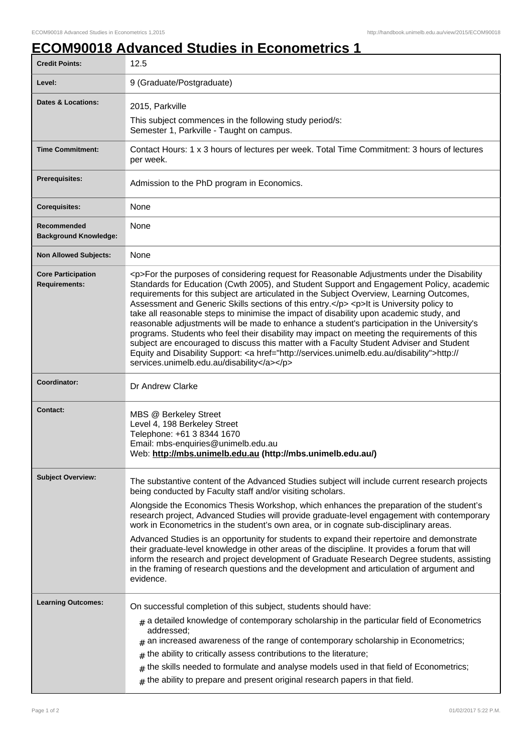# ECOM90018 Advanced Studies in Econometrics 1

| | |
|---|---|
| **Credit Points:** | 12.5 |
| **Level:** | 9 (Graduate/Postgraduate) |
| **Dates & Locations:** | 2015, Parkville<br>This subject commences in the following study period/s:<br>Semester 1, Parkville - Taught on campus. |
| **Time Commitment:** | Contact Hours: 1 x 3 hours of lectures per week. Total Time Commitment: 3 hours of lectures per week. |
| **Prerequisites:** | Admission to the PhD program in Economics. |
| **Corequisites:** | None |
| **Recommended Background Knowledge:** | None |
| **Non Allowed Subjects:** | None |
| **Core Participation Requirements:** | <p>For the purposes of considering request for Reasonable Adjustments under the Disability Standards for Education (Cwth 2005), and Student Support and Engagement Policy, academic requirements for this subject are articulated in the Subject Overview, Learning Outcomes, Assessment and Generic Skills sections of this entry.</p> <p>It is University policy to take all reasonable steps to minimise the impact of disability upon academic study, and reasonable adjustments will be made to enhance a student's participation in the University's programs. Students who feel their disability may impact on meeting the requirements of this subject are encouraged to discuss this matter with a Faculty Student Adviser and Student Equity and Disability Support: <a href="http://services.unimelb.edu.au/disability">http://services.unimelb.edu.au/disability</a></p> |
| **Coordinator:** | Dr Andrew Clarke |
| **Contact:** | MBS @ Berkeley Street<br>Level 4, 198 Berkeley Street<br>Telephone: +61 3 8344 1670<br>Email: mbs-enquiries@unimelb.edu.au<br>Web: **http://mbs.unimelb.edu.au (http://mbs.unimelb.edu.au/)** |
| **Subject Overview:** | The substantive content of the Advanced Studies subject will include current research projects being conducted by Faculty staff and/or visiting scholars.<br>Alongside the Economics Thesis Workshop, which enhances the preparation of the student's research project, Advanced Studies will provide graduate-level engagement with contemporary work in Econometrics in the student's own area, or in cognate sub-disciplinary areas.<br>Advanced Studies is an opportunity for students to expand their repertoire and demonstrate their graduate-level knowledge in other areas of the discipline. It provides a forum that will inform the research and project development of Graduate Research Degree students, assisting in the framing of research questions and the development and articulation of argument and evidence. |
| **Learning Outcomes:** | On successful completion of this subject, students should have:<br># a detailed knowledge of contemporary scholarship in the particular field of Econometrics addressed;<br># an increased awareness of the range of contemporary scholarship in Econometrics;<br># the ability to critically assess contributions to the literature;<br># the skills needed to formulate and analyse models used in that field of Econometrics;<br># the ability to prepare and present original research papers in that field. |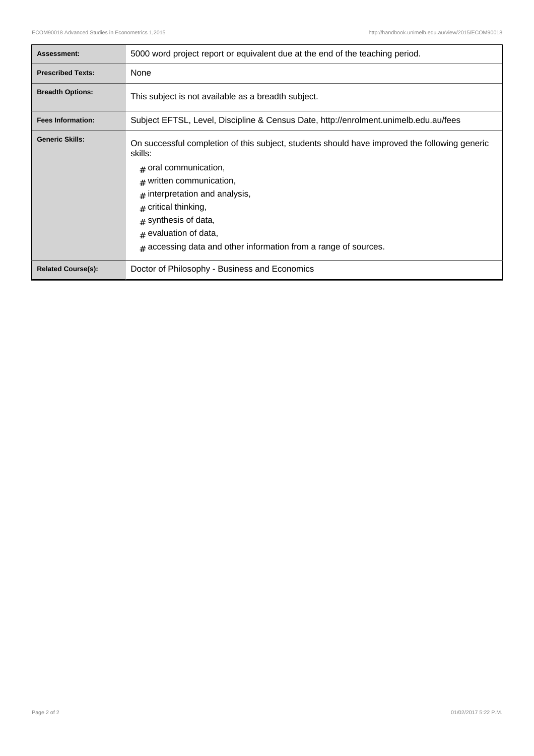| | |
|---|---|
| **Assessment:** | 5000 word project report or equivalent due at the end of the teaching period. |
| **Prescribed Texts:** | None |
| **Breadth Options:** | This subject is not available as a breadth subject. |
| **Fees Information:** | Subject EFTSL, Level, Discipline & Census Date, http://enrolment.unimelb.edu.au/fees |
| **Generic Skills:** | On successful completion of this subject, students should have improved the following generic skills:<br># oral communication,<br># written communication,<br># interpretation and analysis,<br># critical thinking,<br># synthesis of data,<br># evaluation of data,<br># accessing data and other information from a range of sources. |
| **Related Course(s):** | Doctor of Philosophy - Business and Economics |